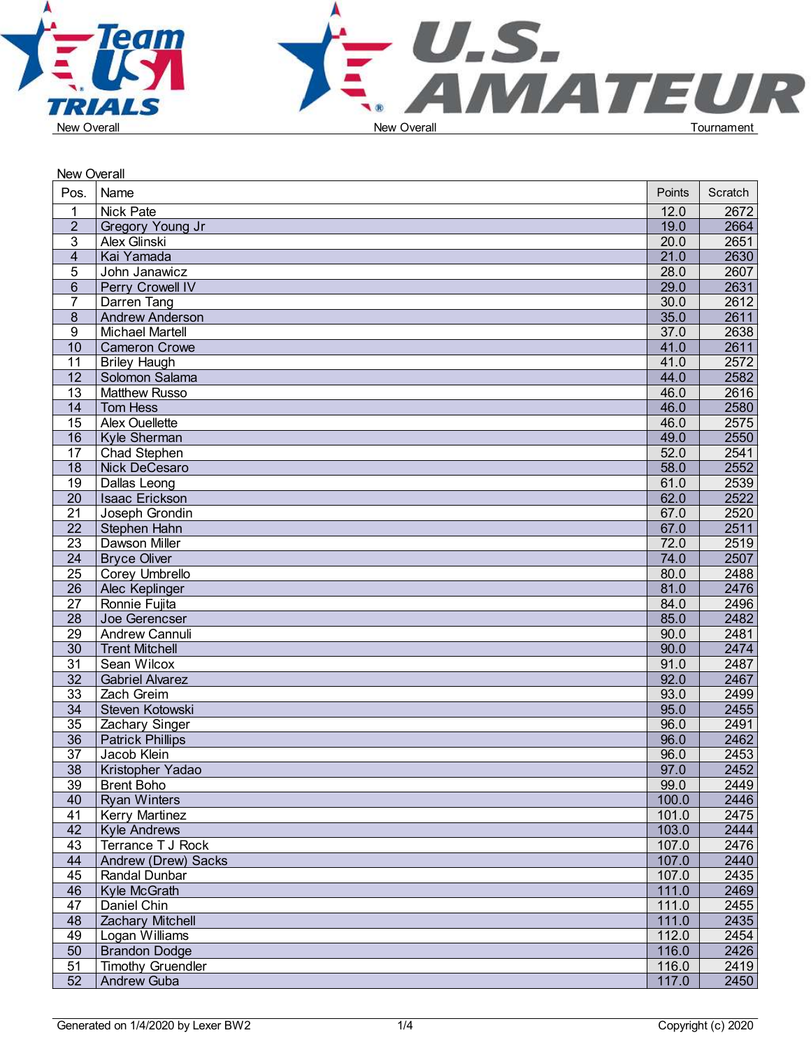New Overall

| Pos. | Name | Points | Scratch |
|---|---|---|---|
| 1 | Nick Pate | 12.0 | 2672 |
| 2 | Gregory Young Jr | 19.0 | 2664 |
| 3 | Alex Glinski | 20.0 | 2651 |
| 4 | Kai Yamada | 21.0 | 2630 |
| 5 | John Janawicz | 28.0 | 2607 |
| 6 | Perry Crowell IV | 29.0 | 2631 |
| 7 | Darren Tang | 30.0 | 2612 |
| 8 | Andrew Anderson | 35.0 | 2611 |
| 9 | Michael Martell | 37.0 | 2638 |
| 10 | Cameron Crowe | 41.0 | 2611 |
| 11 | Briley Haugh | 41.0 | 2572 |
| 12 | Solomon Salama | 44.0 | 2582 |
| 13 | Matthew Russo | 46.0 | 2616 |
| 14 | Tom Hess | 46.0 | 2580 |
| 15 | Alex Ouellette | 46.0 | 2575 |
| 16 | Kyle Sherman | 49.0 | 2550 |
| 17 | Chad Stephen | 52.0 | 2541 |
| 18 | Nick DeCesaro | 58.0 | 2552 |
| 19 | Dallas Leong | 61.0 | 2539 |
| 20 | Isaac Erickson | 62.0 | 2522 |
| 21 | Joseph Grondin | 67.0 | 2520 |
| 22 | Stephen Hahn | 67.0 | 2511 |
| 23 | Dawson Miller | 72.0 | 2519 |
| 24 | Bryce Oliver | 74.0 | 2507 |
| 25 | Corey Umbrello | 80.0 | 2488 |
| 26 | Alec Keplinger | 81.0 | 2476 |
| 27 | Ronnie Fujita | 84.0 | 2496 |
| 28 | Joe Gerencser | 85.0 | 2482 |
| 29 | Andrew Cannuli | 90.0 | 2481 |
| 30 | Trent Mitchell | 90.0 | 2474 |
| 31 | Sean Wilcox | 91.0 | 2487 |
| 32 | Gabriel Alvarez | 92.0 | 2467 |
| 33 | Zach Greim | 93.0 | 2499 |
| 34 | Steven Kotowski | 95.0 | 2455 |
| 35 | Zachary Singer | 96.0 | 2491 |
| 36 | Patrick Phillips | 96.0 | 2462 |
| 37 | Jacob Klein | 96.0 | 2453 |
| 38 | Kristopher Yadao | 97.0 | 2452 |
| 39 | Brent Boho | 99.0 | 2449 |
| 40 | Ryan Winters | 100.0 | 2446 |
| 41 | Kerry Martinez | 101.0 | 2475 |
| 42 | Kyle Andrews | 103.0 | 2444 |
| 43 | Terrance T J Rock | 107.0 | 2476 |
| 44 | Andrew (Drew) Sacks | 107.0 | 2440 |
| 45 | Randal Dunbar | 107.0 | 2435 |
| 46 | Kyle McGrath | 111.0 | 2469 |
| 47 | Daniel Chin | 111.0 | 2455 |
| 48 | Zachary Mitchell | 111.0 | 2435 |
| 49 | Logan Williams | 112.0 | 2454 |
| 50 | Brandon Dodge | 116.0 | 2426 |
| 51 | Timothy Gruendler | 116.0 | 2419 |
| 52 | Andrew Guba | 117.0 | 2450 |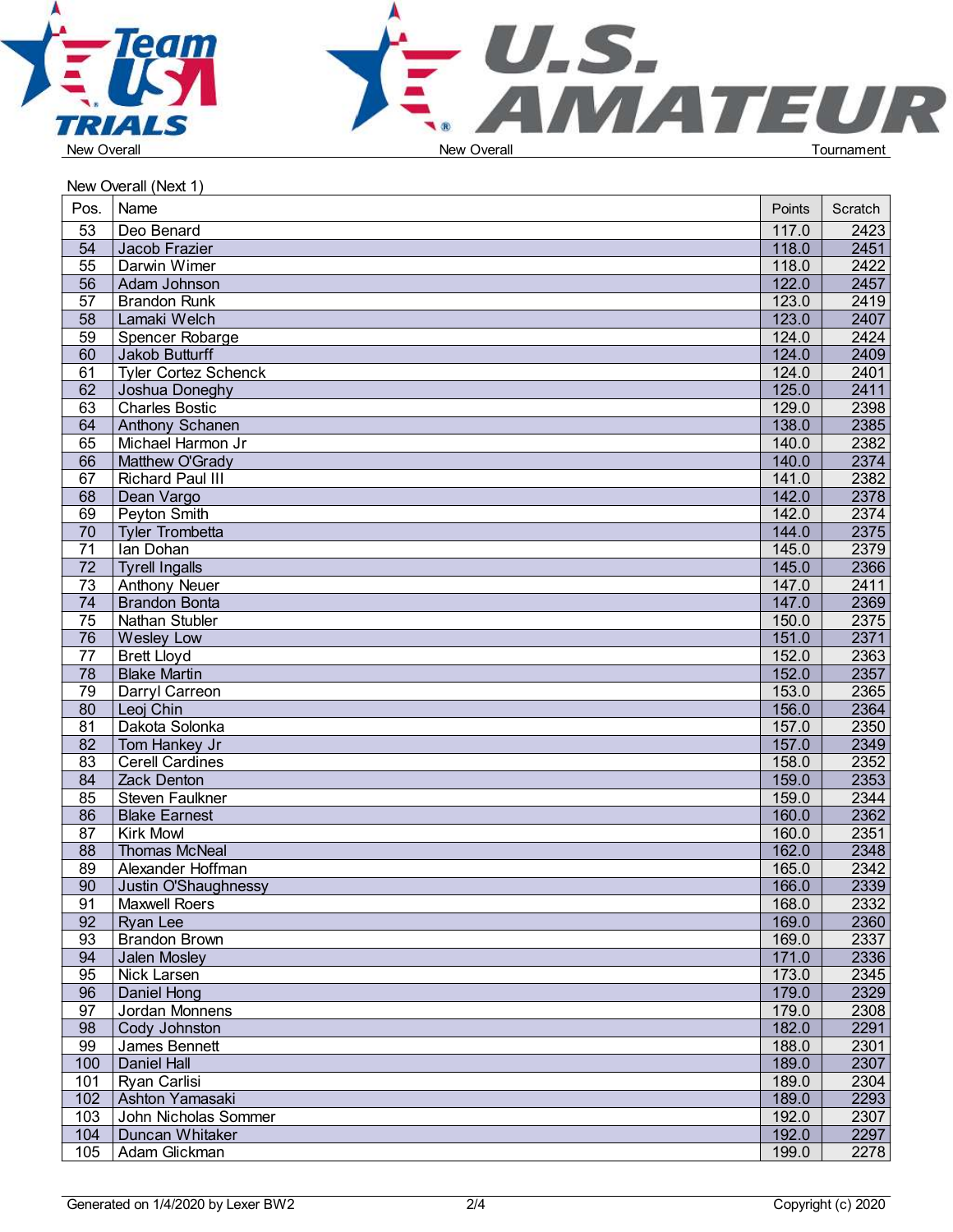New Overall (Next 1)

| Pos. | Name | Points | Scratch |
|---|---|---|---|
| 53 | Deo Benard | 117.0 | 2423 |
| 54 | Jacob Frazier | 118.0 | 2451 |
| 55 | Darwin Wimer | 118.0 | 2422 |
| 56 | Adam Johnson | 122.0 | 2457 |
| 57 | Brandon Runk | 123.0 | 2419 |
| 58 | Lamaki Welch | 123.0 | 2407 |
| 59 | Spencer Robarge | 124.0 | 2424 |
| 60 | Jakob Butturff | 124.0 | 2409 |
| 61 | Tyler Cortez Schenck | 124.0 | 2401 |
| 62 | Joshua Doneghy | 125.0 | 2411 |
| 63 | Charles Bostic | 129.0 | 2398 |
| 64 | Anthony Schanen | 138.0 | 2385 |
| 65 | Michael Harmon Jr | 140.0 | 2382 |
| 66 | Matthew O'Grady | 140.0 | 2374 |
| 67 | Richard Paul III | 141.0 | 2382 |
| 68 | Dean Vargo | 142.0 | 2378 |
| 69 | Peyton Smith | 142.0 | 2374 |
| 70 | Tyler Trombetta | 144.0 | 2375 |
| 71 | Ian Dohan | 145.0 | 2379 |
| 72 | Tyrell Ingalls | 145.0 | 2366 |
| 73 | Anthony Neuer | 147.0 | 2411 |
| 74 | Brandon Bonta | 147.0 | 2369 |
| 75 | Nathan Stubler | 150.0 | 2375 |
| 76 | Wesley Low | 151.0 | 2371 |
| 77 | Brett Lloyd | 152.0 | 2363 |
| 78 | Blake Martin | 152.0 | 2357 |
| 79 | Darryl Carreon | 153.0 | 2365 |
| 80 | Leoj Chin | 156.0 | 2364 |
| 81 | Dakota Solonka | 157.0 | 2350 |
| 82 | Tom Hankey Jr | 157.0 | 2349 |
| 83 | Cerell Cardines | 158.0 | 2352 |
| 84 | Zack Denton | 159.0 | 2353 |
| 85 | Steven Faulkner | 159.0 | 2344 |
| 86 | Blake Earnest | 160.0 | 2362 |
| 87 | Kirk Mowl | 160.0 | 2351 |
| 88 | Thomas McNeal | 162.0 | 2348 |
| 89 | Alexander Hoffman | 165.0 | 2342 |
| 90 | Justin O'Shaughnessy | 166.0 | 2339 |
| 91 | Maxwell Roers | 168.0 | 2332 |
| 92 | Ryan Lee | 169.0 | 2360 |
| 93 | Brandon Brown | 169.0 | 2337 |
| 94 | Jalen Mosley | 171.0 | 2336 |
| 95 | Nick Larsen | 173.0 | 2345 |
| 96 | Daniel Hong | 179.0 | 2329 |
| 97 | Jordan Monnens | 179.0 | 2308 |
| 98 | Cody Johnston | 182.0 | 2291 |
| 99 | James Bennett | 188.0 | 2301 |
| 100 | Daniel Hall | 189.0 | 2307 |
| 101 | Ryan Carlisi | 189.0 | 2304 |
| 102 | Ashton Yamasaki | 189.0 | 2293 |
| 103 | John Nicholas Sommer | 192.0 | 2307 |
| 104 | Duncan Whitaker | 192.0 | 2297 |
| 105 | Adam Glickman | 199.0 | 2278 |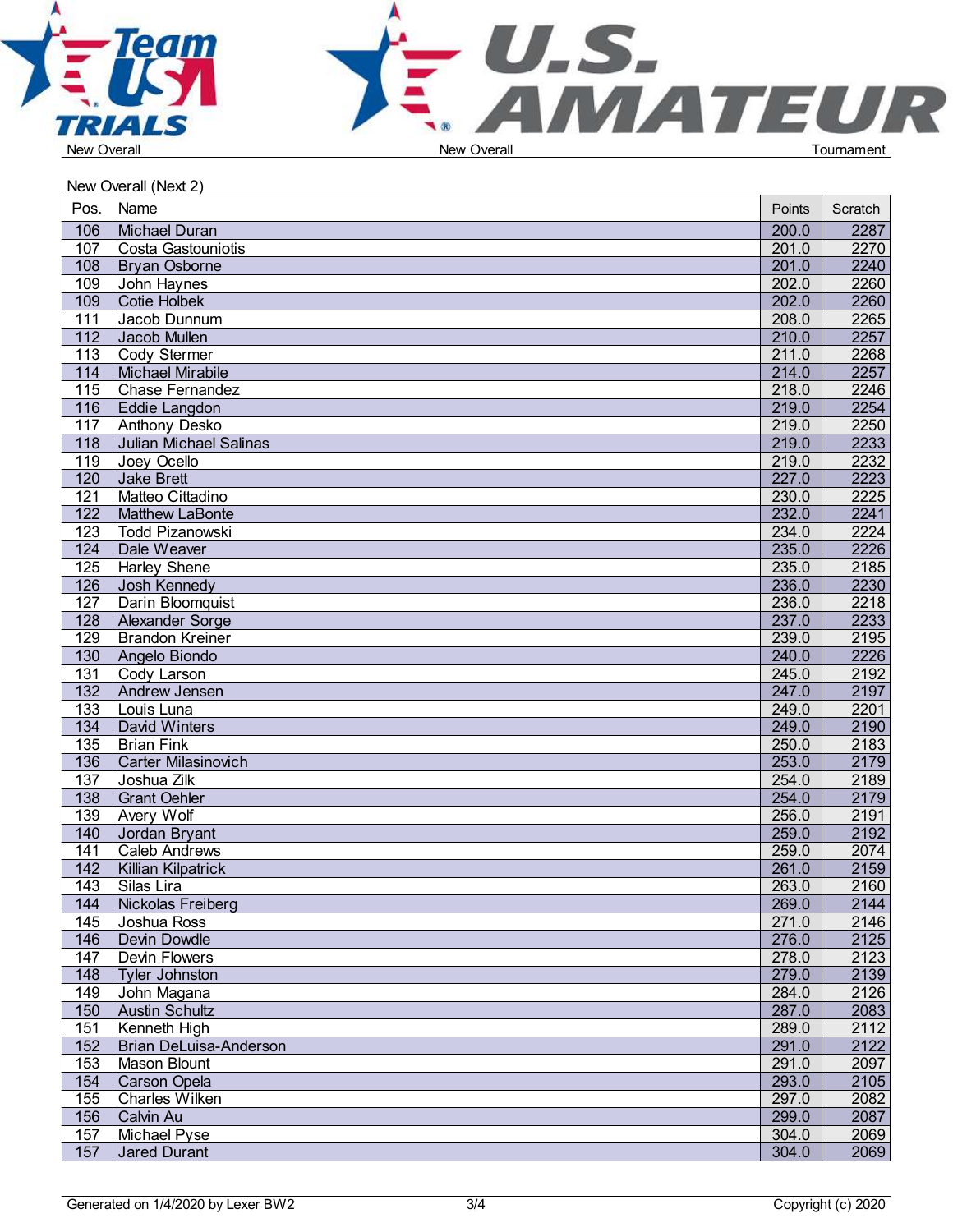New Overall (Next 2)

| Pos. | Name | Points | Scratch |
|---|---|---|---|
| 106 | Michael Duran | 200.0 | 2287 |
| 107 | Costa Gastouniotis | 201.0 | 2270 |
| 108 | Bryan Osborne | 201.0 | 2240 |
| 109 | John Haynes | 202.0 | 2260 |
| 109 | Cotie Holbek | 202.0 | 2260 |
| 111 | Jacob Dunnum | 208.0 | 2265 |
| 112 | Jacob Mullen | 210.0 | 2257 |
| 113 | Cody Stermer | 211.0 | 2268 |
| 114 | Michael Mirabile | 214.0 | 2257 |
| 115 | Chase Fernandez | 218.0 | 2246 |
| 116 | Eddie Langdon | 219.0 | 2254 |
| 117 | Anthony Desko | 219.0 | 2250 |
| 118 | Julian Michael Salinas | 219.0 | 2233 |
| 119 | Joey Ocello | 219.0 | 2232 |
| 120 | Jake Brett | 227.0 | 2223 |
| 121 | Matteo Cittadino | 230.0 | 2225 |
| 122 | Matthew LaBonte | 232.0 | 2241 |
| 123 | Todd Pizanowski | 234.0 | 2224 |
| 124 | Dale Weaver | 235.0 | 2226 |
| 125 | Harley Shene | 235.0 | 2185 |
| 126 | Josh Kennedy | 236.0 | 2230 |
| 127 | Darin Bloomquist | 236.0 | 2218 |
| 128 | Alexander Sorge | 237.0 | 2233 |
| 129 | Brandon Kreiner | 239.0 | 2195 |
| 130 | Angelo Biondo | 240.0 | 2226 |
| 131 | Cody Larson | 245.0 | 2192 |
| 132 | Andrew Jensen | 247.0 | 2197 |
| 133 | Louis Luna | 249.0 | 2201 |
| 134 | David Winters | 249.0 | 2190 |
| 135 | Brian Fink | 250.0 | 2183 |
| 136 | Carter Milasinovich | 253.0 | 2179 |
| 137 | Joshua Zilk | 254.0 | 2189 |
| 138 | Grant Oehler | 254.0 | 2179 |
| 139 | Avery Wolf | 256.0 | 2191 |
| 140 | Jordan Bryant | 259.0 | 2192 |
| 141 | Caleb Andrews | 259.0 | 2074 |
| 142 | Killian Kilpatrick | 261.0 | 2159 |
| 143 | Silas Lira | 263.0 | 2160 |
| 144 | Nickolas Freiberg | 269.0 | 2144 |
| 145 | Joshua Ross | 271.0 | 2146 |
| 146 | Devin Dowdle | 276.0 | 2125 |
| 147 | Devin Flowers | 278.0 | 2123 |
| 148 | Tyler Johnston | 279.0 | 2139 |
| 149 | John Magana | 284.0 | 2126 |
| 150 | Austin Schultz | 287.0 | 2083 |
| 151 | Kenneth High | 289.0 | 2112 |
| 152 | Brian DeLuisa-Anderson | 291.0 | 2122 |
| 153 | Mason Blount | 291.0 | 2097 |
| 154 | Carson Opela | 293.0 | 2105 |
| 155 | Charles Wilken | 297.0 | 2082 |
| 156 | Calvin Au | 299.0 | 2087 |
| 157 | Michael Pyse | 304.0 | 2069 |
| 157 | Jared Durant | 304.0 | 2069 |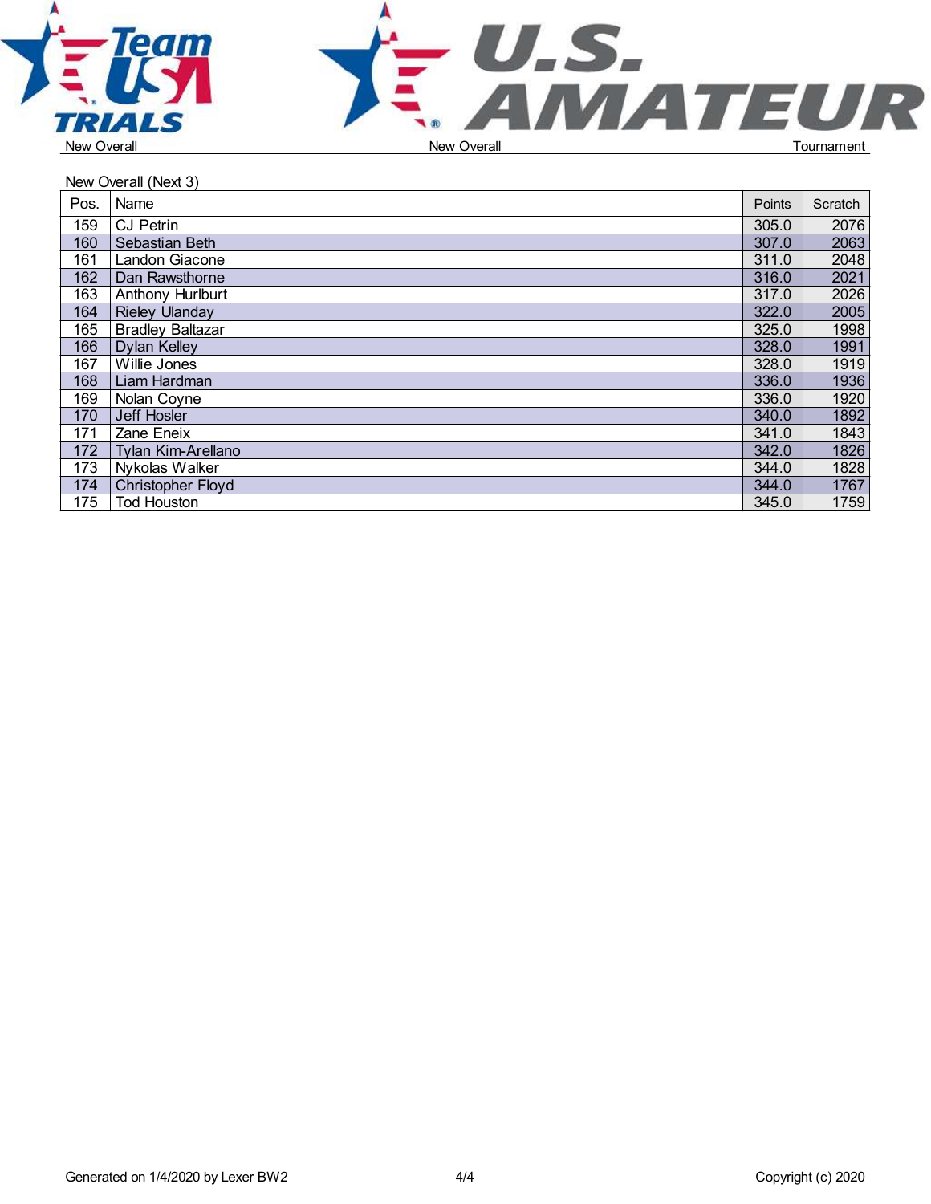New Overall (Next 3)

| Pos. | Name | Points | Scratch |
|---|---|---|---|
| 159 | CJ Petrin | 305.0 | 2076 |
| 160 | Sebastian Beth | 307.0 | 2063 |
| 161 | Landon Giacone | 311.0 | 2048 |
| 162 | Dan Rawsthorne | 316.0 | 2021 |
| 163 | Anthony Hurlburt | 317.0 | 2026 |
| 164 | Rieley Ulanday | 322.0 | 2005 |
| 165 | Bradley Baltazar | 325.0 | 1998 |
| 166 | Dylan Kelley | 328.0 | 1991 |
| 167 | Willie Jones | 328.0 | 1919 |
| 168 | Liam Hardman | 336.0 | 1936 |
| 169 | Nolan Coyne | 336.0 | 1920 |
| 170 | Jeff Hosler | 340.0 | 1892 |
| 171 | Zane Eneix | 341.0 | 1843 |
| 172 | Tylan Kim-Arellano | 342.0 | 1826 |
| 173 | Nykolas Walker | 344.0 | 1828 |
| 174 | Christopher Floyd | 344.0 | 1767 |
| 175 | Tod Houston | 345.0 | 1759 |